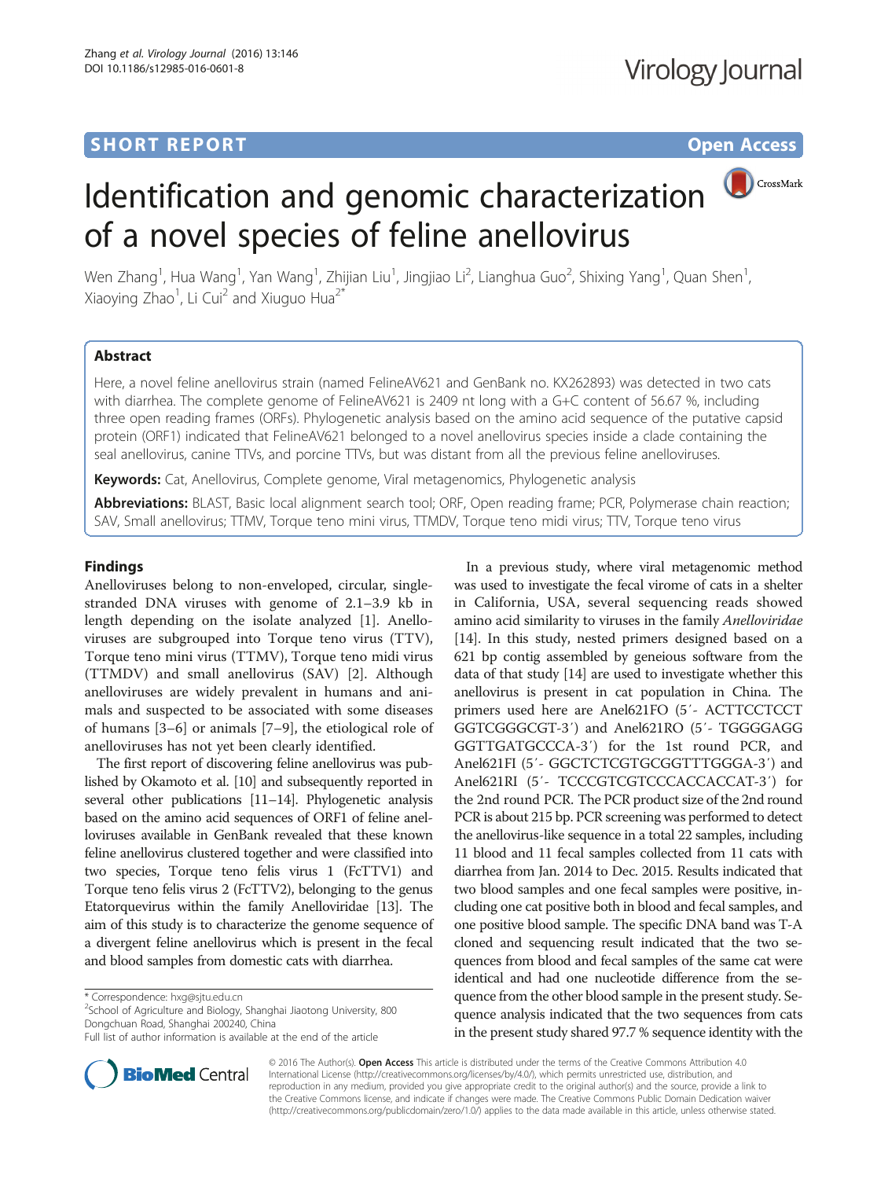SHORT REPORT | Open Access

# Identification and genomic characterization of a novel species of feline anellovirus

Wen Zhang[1], Hua Wang[1], Yan Wang[1], Zhijian Liu[1], Jingjiao Li[2], Lianghua Guo[2], Shixing Yang[1], Quan Shen[1], Xiaoying Zhao[1], Li Cui[2] and Xiuguo Hua[2*]

## Abstract

Here, a novel feline anellovirus strain (named FelineAV621 and GenBank no. KX262893) was detected in two cats with diarrhea. The complete genome of FelineAV621 is 2409 nt long with a G+C content of 56.67 %, including three open reading frames (ORFs). Phylogenetic analysis based on the amino acid sequence of the putative capsid protein (ORF1) indicated that FelineAV621 belonged to a novel anellovirus species inside a clade containing the seal anellovirus, canine TTVs, and porcine TTVs, but was distant from all the previous feline anelloviruses.

**Keywords:** Cat, Anellovirus, Complete genome, Viral metagenomics, Phylogenetic analysis

**Abbreviations:** BLAST, Basic local alignment search tool; ORF, Open reading frame; PCR, Polymerase chain reaction; SAV, Small anellovirus; TTMV, Torque teno mini virus, TTMDV, Torque teno midi virus; TTV, Torque teno virus

## Findings

Anelloviruses belong to non-enveloped, circular, single-stranded DNA viruses with genome of 2.1–3.9 kb in length depending on the isolate analyzed [1]. Anelloviruses are subgrouped into Torque teno virus (TTV), Torque teno mini virus (TTMV), Torque teno midi virus (TTMDV) and small anellovirus (SAV) [2]. Although anelloviruses are widely prevalent in humans and animals and suspected to be associated with some diseases of humans [3–6] or animals [7–9], the etiological role of anelloviruses has not yet been clearly identified.

The first report of discovering feline anellovirus was published by Okamoto et al. [10] and subsequently reported in several other publications [11–14]. Phylogenetic analysis based on the amino acid sequences of ORF1 of feline anelloviruses available in GenBank revealed that these known feline anellovirus clustered together and were classified into two species, Torque teno felis virus 1 (FcTTV1) and Torque teno felis virus 2 (FcTTV2), belonging to the genus Etatorquevirus within the family Anelloviridae [13]. The aim of this study is to characterize the genome sequence of a divergent feline anellovirus which is present in the fecal and blood samples from domestic cats with diarrhea.

In a previous study, where viral metagenomic method was used to investigate the fecal virome of cats in a shelter in California, USA, several sequencing reads showed amino acid similarity to viruses in the family *Anelloviridae* [14]. In this study, nested primers designed based on a 621 bp contig assembled by geneious software from the data of that study [14] are used to investigate whether this anellovirus is present in cat population in China. The primers used here are Anel621FO (5′- ACTTCCTCCT GGTCGGGCGT-3′) and Anel621RO (5′- TGGGGAGG GGTTGATGCCCA-3′) for the 1st round PCR, and Anel621FI (5′- GGCTCTCGTGCGGTTTGGGA-3′) and Anel621RI (5′- TCCCGTCGTCCCACCACCAT-3′) for the 2nd round PCR. The PCR product size of the 2nd round PCR is about 215 bp. PCR screening was performed to detect the anellovirus-like sequence in a total 22 samples, including 11 blood and 11 fecal samples collected from 11 cats with diarrhea from Jan. 2014 to Dec. 2015. Results indicated that two blood samples and one fecal samples were positive, including one cat positive both in blood and fecal samples, and one positive blood sample. The specific DNA band was T-A cloned and sequencing result indicated that the two sequences from blood and fecal samples of the same cat were identical and had one nucleotide difference from the sequence from the other blood sample in the present study. Sequence analysis indicated that the two sequences from cats in the present study shared 97.7 % sequence identity with the

\* Correspondence: hxg@sjtu.edu.cn
[2]School of Agriculture and Biology, Shanghai Jiaotong University, 800 Dongchuan Road, Shanghai 200240, China
Full list of author information is available at the end of the article

© 2016 The Author(s). **Open Access** This article is distributed under the terms of the Creative Commons Attribution 4.0 International License (http://creativecommons.org/licenses/by/4.0/), which permits unrestricted use, distribution, and reproduction in any medium, provided you give appropriate credit to the original author(s) and the source, provide a link to the Creative Commons license, and indicate if changes were made. The Creative Commons Public Domain Dedication waiver (http://creativecommons.org/publicdomain/zero/1.0/) applies to the data made available in this article, unless otherwise stated.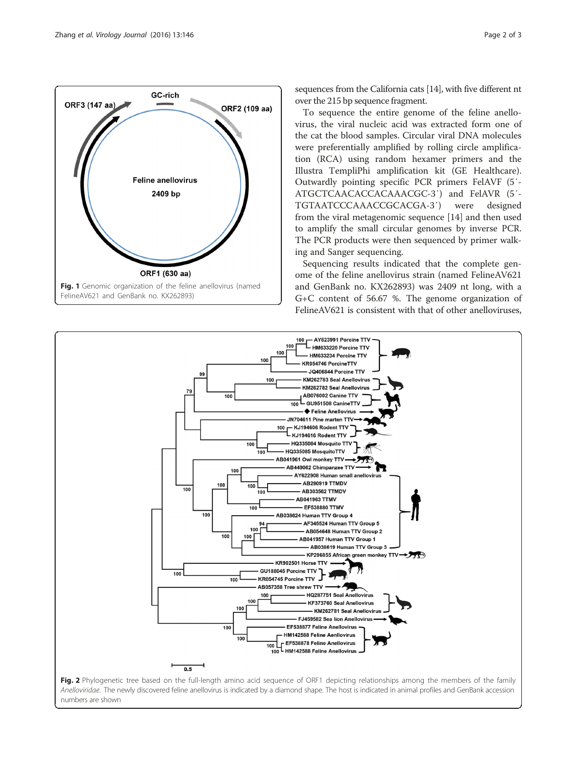Fig. 1 Genomic organization of the feline anellovirus (named FelineAV621 and GenBank no. KX262893)

sequences from the California cats [14], with five different nt over the 215 bp sequence fragment.

To sequence the entire genome of the feline anellovirus, the viral nucleic acid was extracted form one of the cat the blood samples. Circular viral DNA molecules were preferentially amplified by rolling circle amplification (RCA) using random hexamer primers and the Illustra TempliPhi amplification kit (GE Healthcare). Outwardly pointing specific PCR primers FelAVF (5′-ATGCTCAACACCACAAACGC-3′) and FelAVR (5′-TGTAATCCCAAACCGCACGA-3′) were designed from the viral metagenomic sequence [14] and then used to amplify the small circular genomes by inverse PCR. The PCR products were then sequenced by primer walking and Sanger sequencing.

Sequencing results indicated that the complete genome of the feline anellovirus strain (named FelineAV621 and GenBank no. KX262893) was 2409 nt long, with a G+C content of 56.67 %. The genome organization of FelineAV621 is consistent with that of other anelloviruses,

Fig. 2 Phylogenetic tree based on the full-length amino acid sequence of ORF1 depicting relationships among the members of the family *Anelloviridae*. The newly discovered feline anellovirus is indicated by a diamond shape. The host is indicated in animal profiles and GenBank accession numbers are shown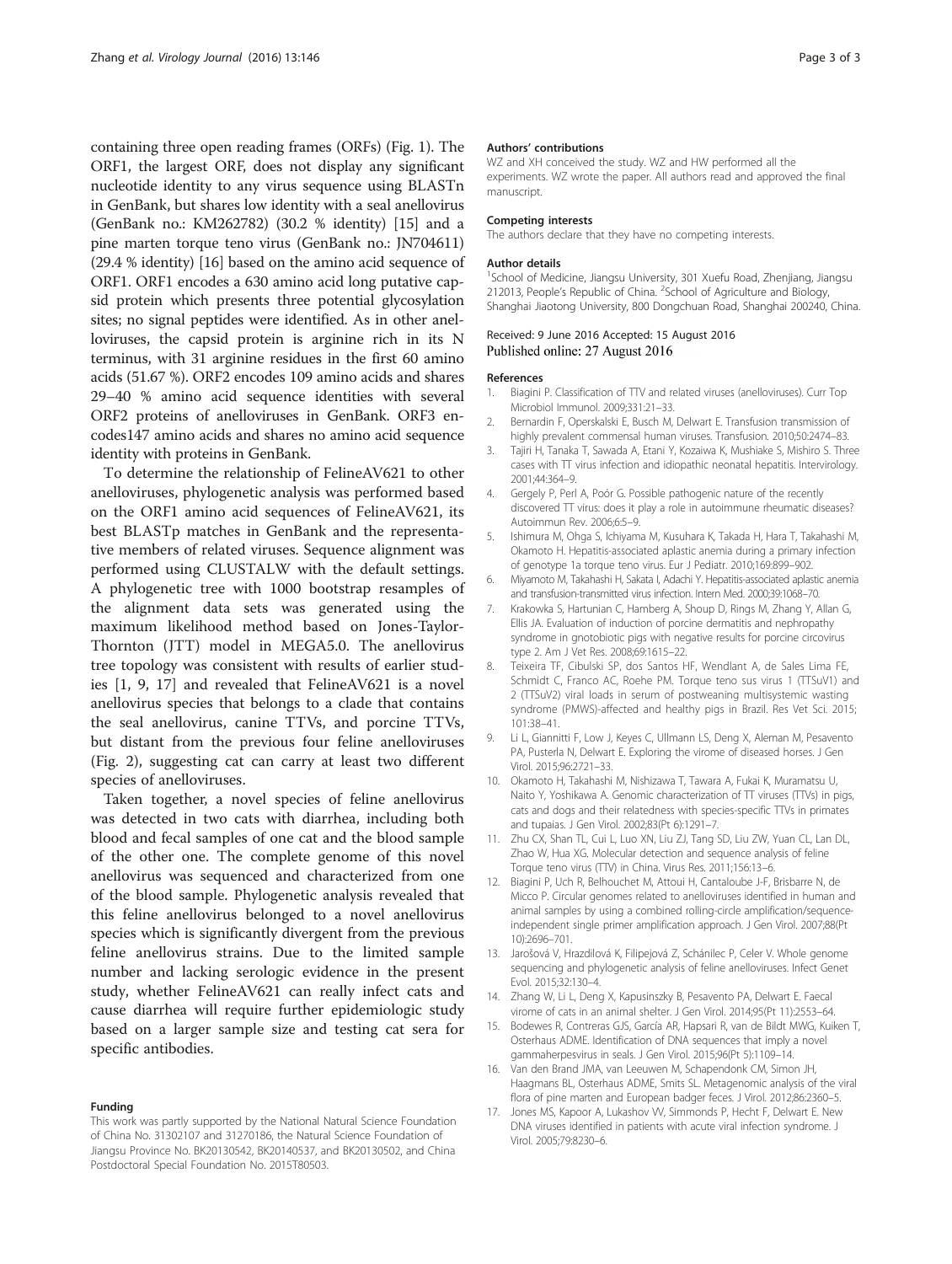containing three open reading frames (ORFs) (Fig. 1). The ORF1, the largest ORF, does not display any significant nucleotide identity to any virus sequence using BLASTn in GenBank, but shares low identity with a seal anellovirus (GenBank no.: KM262782) (30.2 % identity) [15] and a pine marten torque teno virus (GenBank no.: JN704611) (29.4 % identity) [16] based on the amino acid sequence of ORF1. ORF1 encodes a 630 amino acid long putative capsid protein which presents three potential glycosylation sites; no signal peptides were identified. As in other anelloviruses, the capsid protein is arginine rich in its N terminus, with 31 arginine residues in the first 60 amino acids (51.67 %). ORF2 encodes 109 amino acids and shares 29–40 % amino acid sequence identities with several ORF2 proteins of anelloviruses in GenBank. ORF3 encodes147 amino acids and shares no amino acid sequence identity with proteins in GenBank.

To determine the relationship of FelineAV621 to other anelloviruses, phylogenetic analysis was performed based on the ORF1 amino acid sequences of FelineAV621, its best BLASTp matches in GenBank and the representative members of related viruses. Sequence alignment was performed using CLUSTALW with the default settings. A phylogenetic tree with 1000 bootstrap resamples of the alignment data sets was generated using the maximum likelihood method based on Jones-Taylor-Thornton (JTT) model in MEGA5.0. The anellovirus tree topology was consistent with results of earlier studies [1, 9, 17] and revealed that FelineAV621 is a novel anellovirus species that belongs to a clade that contains the seal anellovirus, canine TTVs, and porcine TTVs, but distant from the previous four feline anelloviruses (Fig. 2), suggesting cat can carry at least two different species of anelloviruses.

Taken together, a novel species of feline anellovirus was detected in two cats with diarrhea, including both blood and fecal samples of one cat and the blood sample of the other one. The complete genome of this novel anellovirus was sequenced and characterized from one of the blood sample. Phylogenetic analysis revealed that this feline anellovirus belonged to a novel anellovirus species which is significantly divergent from the previous feline anellovirus strains. Due to the limited sample number and lacking serologic evidence in the present study, whether FelineAV621 can really infect cats and cause diarrhea will require further epidemiologic study based on a larger sample size and testing cat sera for specific antibodies.

#### Funding

This work was partly supported by the National Natural Science Foundation of China No. 31302107 and 31270186, the Natural Science Foundation of Jiangsu Province No. BK20130542, BK20140537, and BK20130502, and China Postdoctoral Special Foundation No. 2015T80503.

#### Authors' contributions

WZ and XH conceived the study. WZ and HW performed all the experiments. WZ wrote the paper. All authors read and approved the final manuscript.

#### Competing interests

The authors declare that they have no competing interests.

#### Author details

[1]School of Medicine, Jiangsu University, 301 Xuefu Road, Zhenjiang, Jiangsu 212013, People's Republic of China. [2]School of Agriculture and Biology, Shanghai Jiaotong University, 800 Dongchuan Road, Shanghai 200240, China.

Received: 9 June 2016 Accepted: 15 August 2016
Published online: 27 August 2016

#### References

1. Biagini P. Classification of TTV and related viruses (anelloviruses). Curr Top Microbiol Immunol. 2009;331:21–33.
2. Bernardin F, Operskalski E, Busch M, Delwart E. Transfusion transmission of highly prevalent commensal human viruses. Transfusion. 2010;50:2474–83.
3. Tajiri H, Tanaka T, Sawada A, Etani Y, Kozaiwa K, Mushiake S, Mishiro S. Three cases with TT virus infection and idiopathic neonatal hepatitis. Intervirology. 2001;44:364–9.
4. Gergely P, Perl A, Poór G. Possible pathogenic nature of the recently discovered TT virus: does it play a role in autoimmune rheumatic diseases? Autoimmun Rev. 2006;6:5–9.
5. Ishimura M, Ohga S, Ichiyama M, Kusuhara K, Takada H, Hara T, Takahashi M, Okamoto H. Hepatitis-associated aplastic anemia during a primary infection of genotype 1a torque teno virus. Eur J Pediatr. 2010;169:899–902.
6. Miyamoto M, Takahashi H, Sakata I, Adachi Y. Hepatitis-associated aplastic anemia and transfusion-transmitted virus infection. Intern Med. 2000;39:1068–70.
7. Krakowka S, Hartunian C, Hamberg A, Shoup D, Rings M, Zhang Y, Allan G, Ellis JA. Evaluation of induction of porcine dermatitis and nephropathy syndrome in gnotobiotic pigs with negative results for porcine circovirus type 2. Am J Vet Res. 2008;69:1615–22.
8. Teixeira TF, Cibulski SP, dos Santos HF, Wendlant A, de Sales Lima FE, Schmidt C, Franco AC, Roehe PM. Torque teno sus virus 1 (TTSuV1) and 2 (TTSuV2) viral loads in serum of postweaning multisystemic wasting syndrome (PMWS)-affected and healthy pigs in Brazil. Res Vet Sci. 2015; 101:38–41.
9. Li L, Giannitti F, Low J, Keyes C, Ullmann LS, Deng X, Aleman M, Pesavento PA, Pusterla N, Delwart E. Exploring the virome of diseased horses. J Gen Virol. 2015;96:2721–33.
10. Okamoto H, Takahashi M, Nishizawa T, Tawara A, Fukai K, Muramatsu U, Naito Y, Yoshikawa A. Genomic characterization of TT viruses (TTVs) in pigs, cats and dogs and their relatedness with species-specific TTVs in primates and tupaias. J Gen Virol. 2002;83(Pt 6):1291–7.
11. Zhu CX, Shan TL, Cui L, Luo XN, Liu ZJ, Tang SD, Liu ZW, Yuan CL, Lan DL, Zhao W, Hua XG. Molecular detection and sequence analysis of feline Torque teno virus (TTV) in China. Virus Res. 2011;156:13–6.
12. Biagini P, Uch R, Belhouchet M, Attoui H, Cantaloube J-F, Brisbarre N, de Micco P. Circular genomes related to anelloviruses identified in human and animal samples by using a combined rolling-circle amplification/sequence-independent single primer amplification approach. J Gen Virol. 2007;88(Pt 10):2696–701.
13. Jarošová V, Hrazdilová K, Filipejová Z, Schánilec P, Celer V. Whole genome sequencing and phylogenetic analysis of feline anelloviruses. Infect Genet Evol. 2015;32:130–4.
14. Zhang W, Li L, Deng X, Kapusinszky B, Pesavento PA, Delwart E. Faecal virome of cats in an animal shelter. J Gen Virol. 2014;95(Pt 11):2553–64.
15. Bodewes R, Contreras GJS, García AR, Hapsari R, van de Bildt MWG, Kuiken T, Osterhaus ADME. Identification of DNA sequences that imply a novel gammaherpesvirus in seals. J Gen Virol. 2015;96(Pt 5):1109–14.
16. Van den Brand JMA, van Leeuwen M, Schapendonk CM, Simon JH, Haagmans BL, Osterhaus ADME, Smits SL. Metagenomic analysis of the viral flora of pine marten and European badger feces. J Virol. 2012;86:2360–5.
17. Jones MS, Kapoor A, Lukashov VV, Simmonds P, Hecht F, Delwart E. New DNA viruses identified in patients with acute viral infection syndrome. J Virol. 2005;79:8230–6.